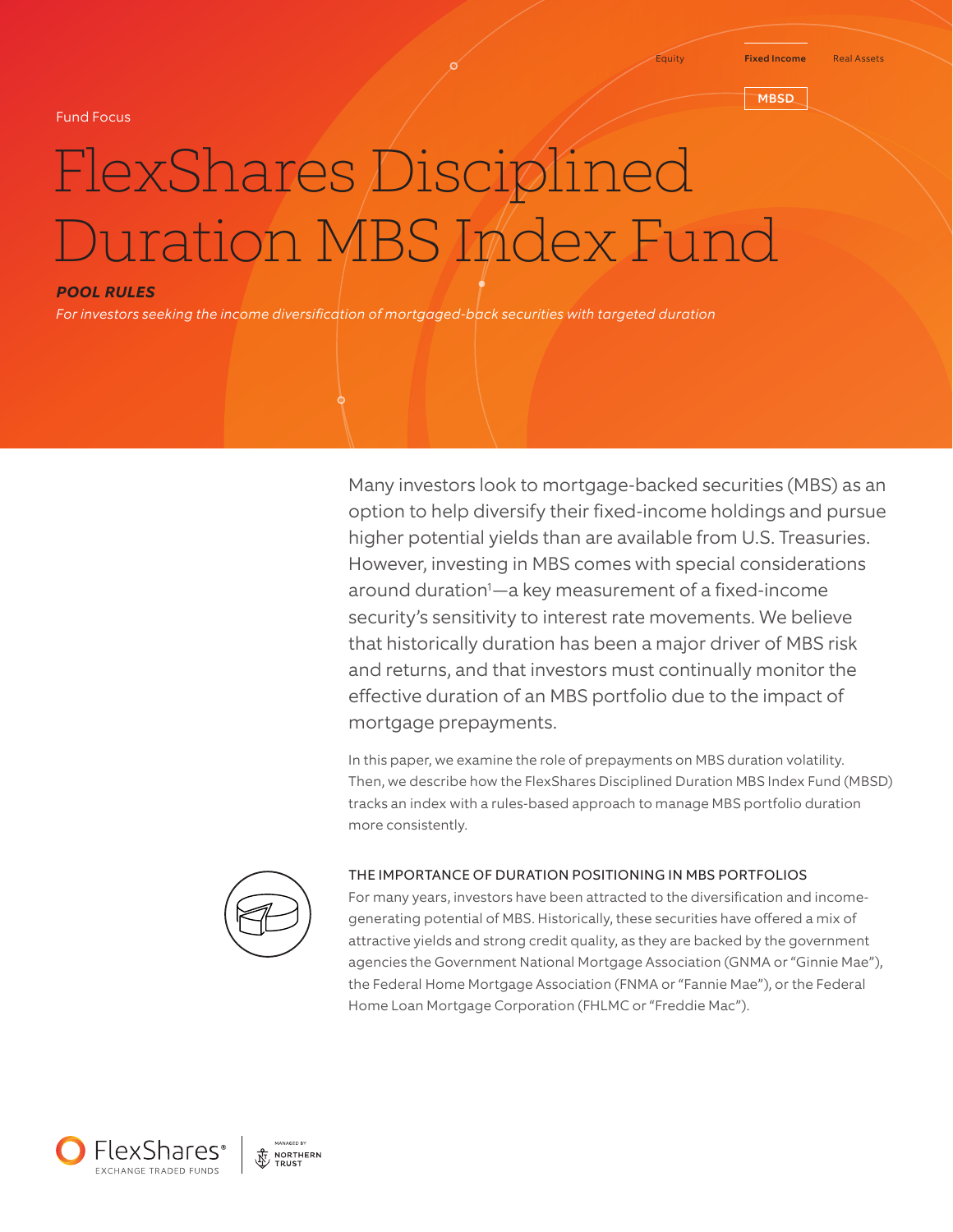Equity | **Fixed Income** | Real Assets

MBSD

Fund Focus

# FlexShares Disciplined Duration MBS Index Fund

***POOL RULES***

*For investors seeking the income diversification of mortgaged-back securities with targeted duration*

Many investors look to mortgage-backed securities (MBS) as an option to help diversify their fixed-income holdings and pursue higher potential yields than are available from U.S. Treasuries. However, investing in MBS comes with special considerations around duration[1]—a key measurement of a fixed-income security's sensitivity to interest rate movements. We believe that historically duration has been a major driver of MBS risk and returns, and that investors must continually monitor the effective duration of an MBS portfolio due to the impact of mortgage prepayments.

In this paper, we examine the role of prepayments on MBS duration volatility. Then, we describe how the FlexShares Disciplined Duration MBS Index Fund (MBSD) tracks an index with a rules-based approach to manage MBS portfolio duration more consistently.

## THE IMPORTANCE OF DURATION POSITIONING IN MBS PORTFOLIOS

For many years, investors have been attracted to the diversification and income-generating potential of MBS. Historically, these securities have offered a mix of attractive yields and strong credit quality, as they are backed by the government agencies the Government National Mortgage Association (GNMA or "Ginnie Mae"), the Federal Home Mortgage Association (FNMA or "Fannie Mae"), or the Federal Home Loan Mortgage Corporation (FHLMC or "Freddie Mac").

FlexShares® EXCHANGE TRADED FUNDS | MANAGED BY NORTHERN TRUST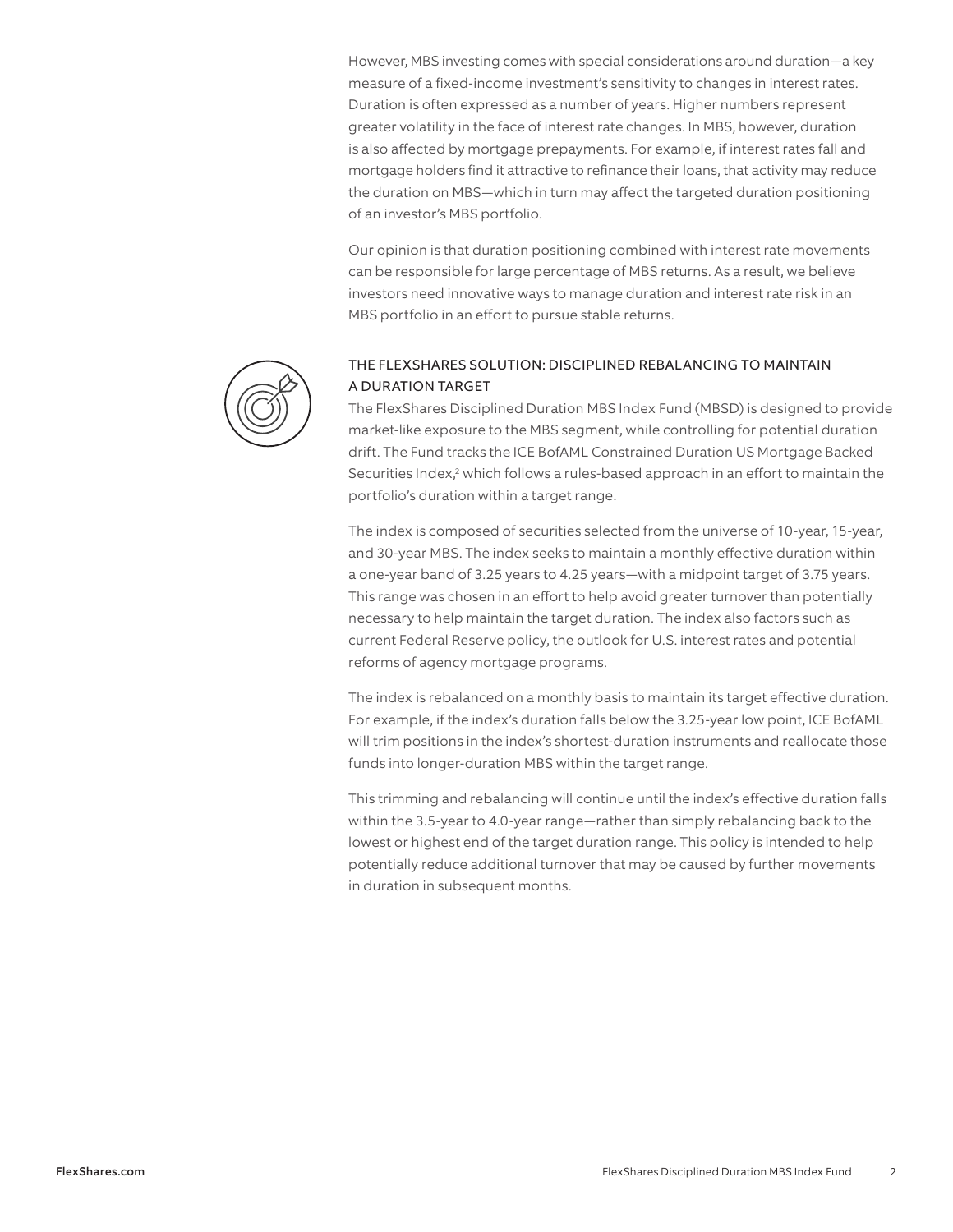However, MBS investing comes with special considerations around duration—a key measure of a fixed-income investment's sensitivity to changes in interest rates. Duration is often expressed as a number of years. Higher numbers represent greater volatility in the face of interest rate changes. In MBS, however, duration is also affected by mortgage prepayments. For example, if interest rates fall and mortgage holders find it attractive to refinance their loans, that activity may reduce the duration on MBS—which in turn may affect the targeted duration positioning of an investor's MBS portfolio.

Our opinion is that duration positioning combined with interest rate movements can be responsible for large percentage of MBS returns. As a result, we believe investors need innovative ways to manage duration and interest rate risk in an MBS portfolio in an effort to pursue stable returns.

## THE FLEXSHARES SOLUTION: DISCIPLINED REBALANCING TO MAINTAIN A DURATION TARGET

The FlexShares Disciplined Duration MBS Index Fund (MBSD) is designed to provide market-like exposure to the MBS segment, while controlling for potential duration drift. The Fund tracks the ICE BofAML Constrained Duration US Mortgage Backed Securities Index,[2] which follows a rules-based approach in an effort to maintain the portfolio's duration within a target range.

The index is composed of securities selected from the universe of 10-year, 15-year, and 30-year MBS. The index seeks to maintain a monthly effective duration within a one-year band of 3.25 years to 4.25 years—with a midpoint target of 3.75 years. This range was chosen in an effort to help avoid greater turnover than potentially necessary to help maintain the target duration. The index also factors such as current Federal Reserve policy, the outlook for U.S. interest rates and potential reforms of agency mortgage programs.

The index is rebalanced on a monthly basis to maintain its target effective duration. For example, if the index's duration falls below the 3.25-year low point, ICE BofAML will trim positions in the index's shortest-duration instruments and reallocate those funds into longer-duration MBS within the target range.

This trimming and rebalancing will continue until the index's effective duration falls within the 3.5-year to 4.0-year range—rather than simply rebalancing back to the lowest or highest end of the target duration range. This policy is intended to help potentially reduce additional turnover that may be caused by further movements in duration in subsequent months.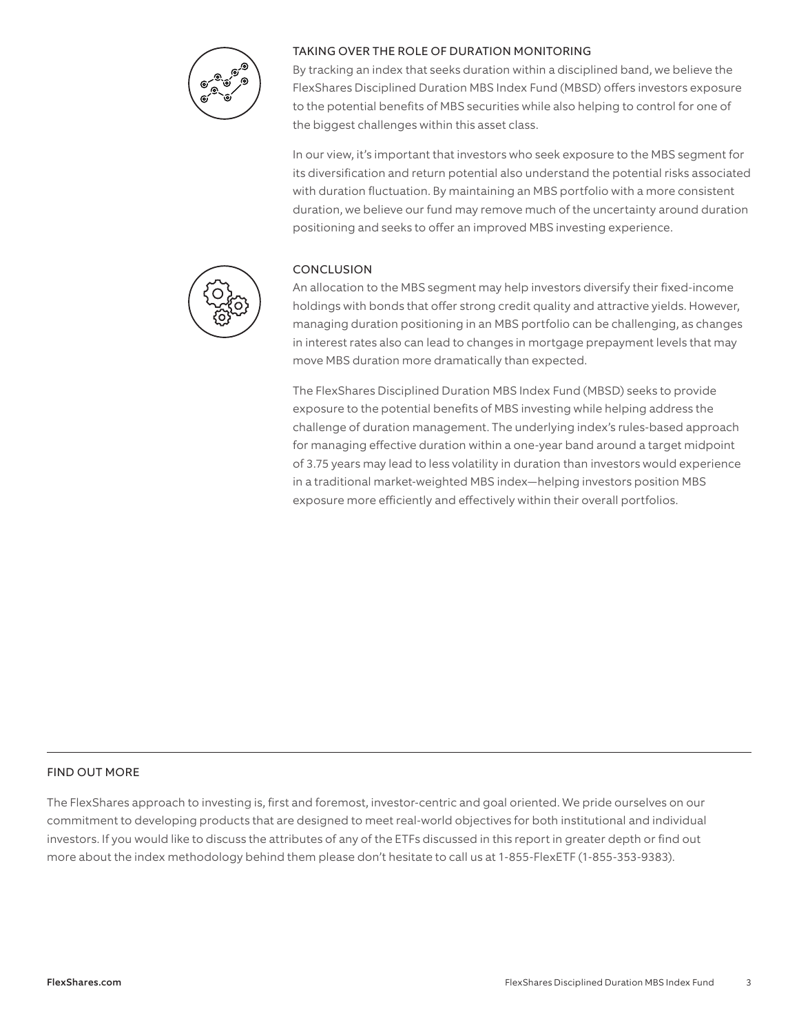## TAKING OVER THE ROLE OF DURATION MONITORING

By tracking an index that seeks duration within a disciplined band, we believe the FlexShares Disciplined Duration MBS Index Fund (MBSD) offers investors exposure to the potential benefits of MBS securities while also helping to control for one of the biggest challenges within this asset class.

In our view, it's important that investors who seek exposure to the MBS segment for its diversification and return potential also understand the potential risks associated with duration fluctuation. By maintaining an MBS portfolio with a more consistent duration, we believe our fund may remove much of the uncertainty around duration positioning and seeks to offer an improved MBS investing experience.

## CONCLUSION

An allocation to the MBS segment may help investors diversify their fixed-income holdings with bonds that offer strong credit quality and attractive yields. However, managing duration positioning in an MBS portfolio can be challenging, as changes in interest rates also can lead to changes in mortgage prepayment levels that may move MBS duration more dramatically than expected.

The FlexShares Disciplined Duration MBS Index Fund (MBSD) seeks to provide exposure to the potential benefits of MBS investing while helping address the challenge of duration management. The underlying index's rules-based approach for managing effective duration within a one-year band around a target midpoint of 3.75 years may lead to less volatility in duration than investors would experience in a traditional market-weighted MBS index—helping investors position MBS exposure more efficiently and effectively within their overall portfolios.

## FIND OUT MORE

The FlexShares approach to investing is, first and foremost, investor-centric and goal oriented. We pride ourselves on our commitment to developing products that are designed to meet real-world objectives for both institutional and individual investors. If you would like to discuss the attributes of any of the ETFs discussed in this report in greater depth or find out more about the index methodology behind them please don't hesitate to call us at 1-855-FlexETF (1-855-353-9383).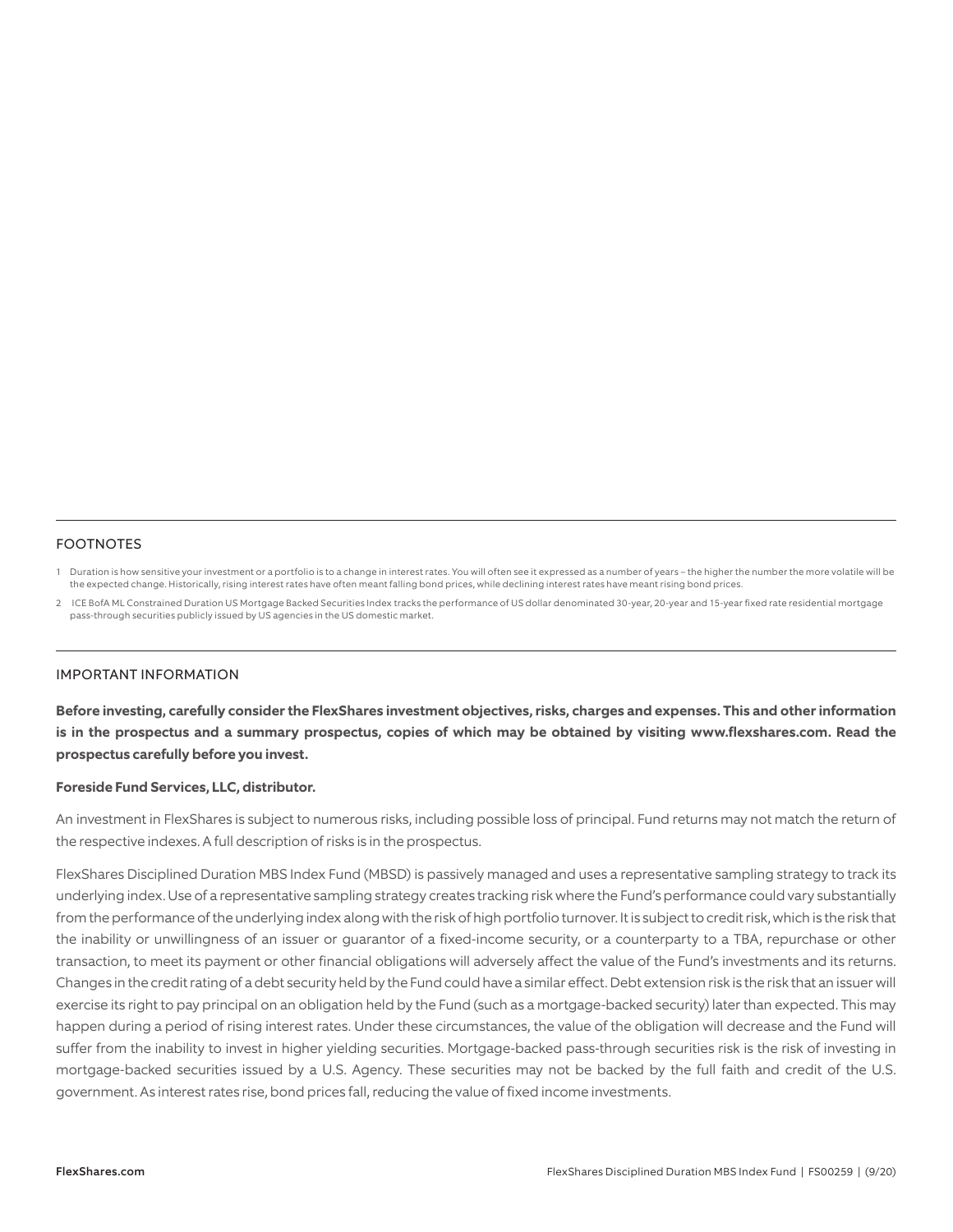## FOOTNOTES

1 Duration is how sensitive your investment or a portfolio is to a change in interest rates. You will often see it expressed as a number of years – the higher the number the more volatile will be the expected change. Historically, rising interest rates have often meant falling bond prices, while declining interest rates have meant rising bond prices.

2 ICE BofA ML Constrained Duration US Mortgage Backed Securities Index tracks the performance of US dollar denominated 30-year, 20-year and 15-year fixed rate residential mortgage pass-through securities publicly issued by US agencies in the US domestic market.

## IMPORTANT INFORMATION

**Before investing, carefully consider the FlexShares investment objectives, risks, charges and expenses. This and other information is in the prospectus and a summary prospectus, copies of which may be obtained by visiting www.flexshares.com. Read the prospectus carefully before you invest.**

**Foreside Fund Services, LLC, distributor.**

An investment in FlexShares is subject to numerous risks, including possible loss of principal. Fund returns may not match the return of the respective indexes. A full description of risks is in the prospectus.

FlexShares Disciplined Duration MBS Index Fund (MBSD) is passively managed and uses a representative sampling strategy to track its underlying index. Use of a representative sampling strategy creates tracking risk where the Fund's performance could vary substantially from the performance of the underlying index along with the risk of high portfolio turnover. It is subject to credit risk, which is the risk that the inability or unwillingness of an issuer or guarantor of a fixed-income security, or a counterparty to a TBA, repurchase or other transaction, to meet its payment or other financial obligations will adversely affect the value of the Fund's investments and its returns. Changes in the credit rating of a debt security held by the Fund could have a similar effect. Debt extension risk is the risk that an issuer will exercise its right to pay principal on an obligation held by the Fund (such as a mortgage-backed security) later than expected. This may happen during a period of rising interest rates. Under these circumstances, the value of the obligation will decrease and the Fund will suffer from the inability to invest in higher yielding securities. Mortgage-backed pass-through securities risk is the risk of investing in mortgage-backed securities issued by a U.S. Agency. These securities may not be backed by the full faith and credit of the U.S. government. As interest rates rise, bond prices fall, reducing the value of fixed income investments.

FlexShares.com

FlexShares Disciplined Duration MBS Index Fund | FS00259 | (9/20)